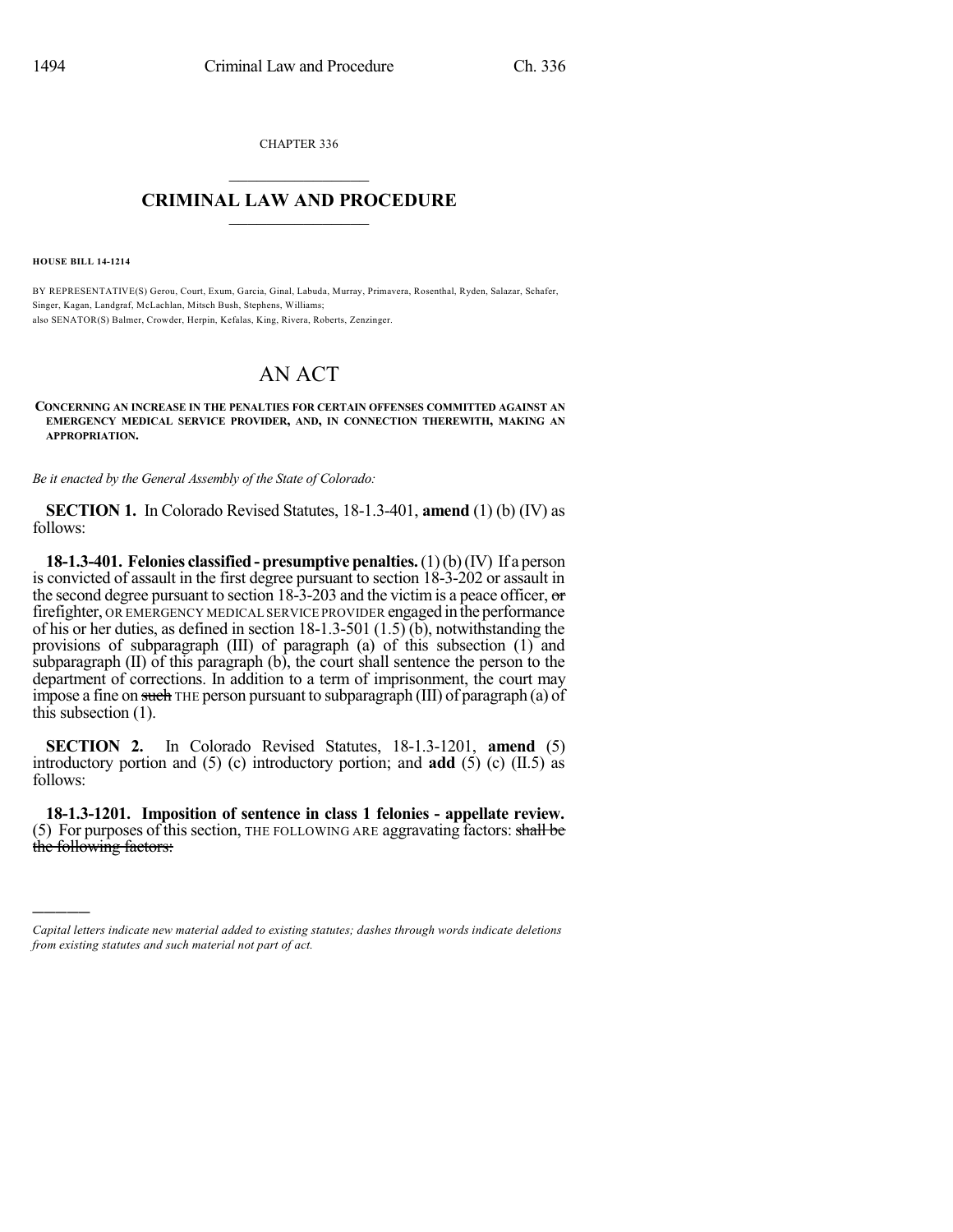CHAPTER 336

## CRIMINAL LAW AND PROCEDURE

**HOUSE BILL 14-1214**

BY REPRESENTATIVE(S) Gerou, Court, Exum, Garcia, Ginal, Labuda, Murray, Primavera, Rosenthal, Ryden, Salazar, Schafer, Singer, Kagan, Landgraf, McLachlan, Mitsch Bush, Stephens, Williams;
also SENATOR(S) Balmer, Crowder, Herpin, Kefalas, King, Rivera, Roberts, Zenzinger.

# AN ACT

**CONCERNING AN INCREASE IN THE PENALTIES FOR CERTAIN OFFENSES COMMITTED AGAINST AN EMERGENCY MEDICAL SERVICE PROVIDER, AND, IN CONNECTION THEREWITH, MAKING AN APPROPRIATION.**

*Be it enacted by the General Assembly of the State of Colorado:*

**SECTION 1.** In Colorado Revised Statutes, 18-1.3-401, **amend** (1) (b) (IV) as follows:

**18-1.3-401. Felonies classified - presumptive penalties.** (1) (b) (IV) If a person is convicted of assault in the first degree pursuant to section 18-3-202 or assault in the second degree pursuant to section 18-3-203 and the victim is a peace officer, ~~or~~ firefighter, OR EMERGENCY MEDICAL SERVICE PROVIDER engaged in the performance of his or her duties, as defined in section 18-1.3-501 (1.5) (b), notwithstanding the provisions of subparagraph (III) of paragraph (a) of this subsection (1) and subparagraph (II) of this paragraph (b), the court shall sentence the person to the department of corrections. In addition to a term of imprisonment, the court may impose a fine on ~~such~~ THE person pursuant to subparagraph (III) of paragraph (a) of this subsection (1).

**SECTION 2.** In Colorado Revised Statutes, 18-1.3-1201, **amend** (5) introductory portion and (5) (c) introductory portion; and **add** (5) (c) (II.5) as follows:

**18-1.3-1201. Imposition of sentence in class 1 felonies - appellate review.** (5) For purposes of this section, THE FOLLOWING ARE aggravating factors: ~~shall be the following factors:~~

*Capital letters indicate new material added to existing statutes; dashes through words indicate deletions from existing statutes and such material not part of act.*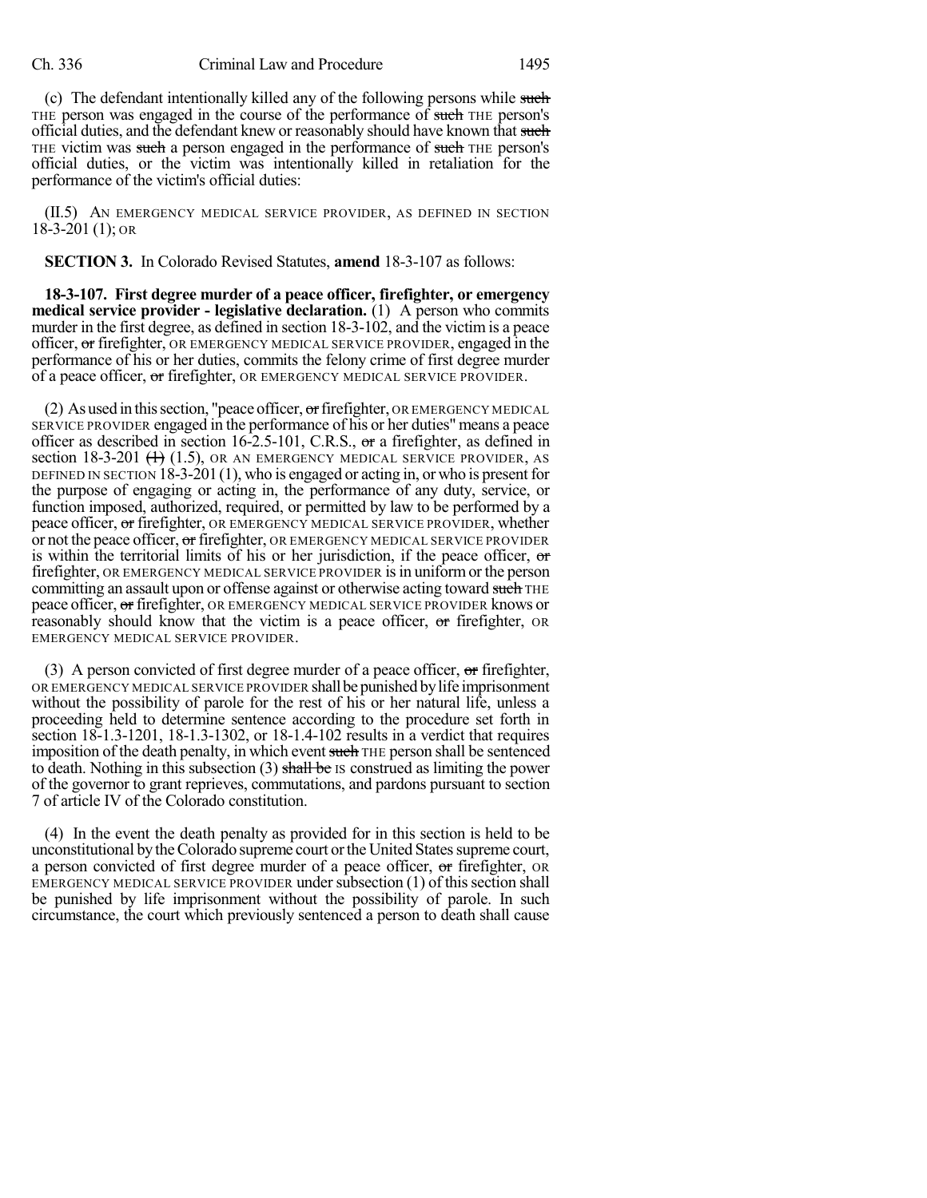(c) The defendant intentionally killed any of the following persons while ~~such~~ THE person was engaged in the course of the performance of ~~such~~ THE person's official duties, and the defendant knew or reasonably should have known that ~~such~~ THE victim was ~~such~~ a person engaged in the performance of ~~such~~ THE person's official duties, or the victim was intentionally killed in retaliation for the performance of the victim's official duties:

(II.5) AN EMERGENCY MEDICAL SERVICE PROVIDER, AS DEFINED IN SECTION 18-3-201 (1); OR

**SECTION 3.** In Colorado Revised Statutes, **amend** 18-3-107 as follows:

**18-3-107. First degree murder of a peace officer, firefighter, or emergency medical service provider - legislative declaration.** (1) A person who commits murder in the first degree, as defined in section 18-3-102, and the victim is a peace officer, ~~or~~ firefighter, OR EMERGENCY MEDICAL SERVICE PROVIDER, engaged in the performance of his or her duties, commits the felony crime of first degree murder of a peace officer, ~~or~~ firefighter, OR EMERGENCY MEDICAL SERVICE PROVIDER.

(2) As used in this section, "peace officer, ~~or~~ firefighter, OR EMERGENCY MEDICAL SERVICE PROVIDER engaged in the performance of his or her duties" means a peace officer as described in section 16-2.5-101, C.R.S., ~~or~~ a firefighter, as defined in section 18-3-201 ~~(1)~~ (1.5), OR AN EMERGENCY MEDICAL SERVICE PROVIDER, AS DEFINED IN SECTION 18-3-201 (1), who is engaged or acting in, or who is present for the purpose of engaging or acting in, the performance of any duty, service, or function imposed, authorized, required, or permitted by law to be performed by a peace officer, ~~or~~ firefighter, OR EMERGENCY MEDICAL SERVICE PROVIDER, whether or not the peace officer, ~~or~~ firefighter, OR EMERGENCY MEDICAL SERVICE PROVIDER is within the territorial limits of his or her jurisdiction, if the peace officer, ~~or~~ firefighter, OR EMERGENCY MEDICAL SERVICE PROVIDER is in uniform or the person committing an assault upon or offense against or otherwise acting toward ~~such~~ THE peace officer, ~~or~~ firefighter, OR EMERGENCY MEDICAL SERVICE PROVIDER knows or reasonably should know that the victim is a peace officer, ~~or~~ firefighter, OR EMERGENCY MEDICAL SERVICE PROVIDER.

(3) A person convicted of first degree murder of a peace officer, ~~or~~ firefighter, OR EMERGENCY MEDICAL SERVICE PROVIDER shall be punished by life imprisonment without the possibility of parole for the rest of his or her natural life, unless a proceeding held to determine sentence according to the procedure set forth in section 18-1.3-1201, 18-1.3-1302, or 18-1.4-102 results in a verdict that requires imposition of the death penalty, in which event ~~such~~ THE person shall be sentenced to death. Nothing in this subsection (3) ~~shall be~~ IS construed as limiting the power of the governor to grant reprieves, commutations, and pardons pursuant to section 7 of article IV of the Colorado constitution.

(4) In the event the death penalty as provided for in this section is held to be unconstitutional by the Colorado supreme court or the United States supreme court, a person convicted of first degree murder of a peace officer, ~~or~~ firefighter, OR EMERGENCY MEDICAL SERVICE PROVIDER under subsection (1) of this section shall be punished by life imprisonment without the possibility of parole. In such circumstance, the court which previously sentenced a person to death shall cause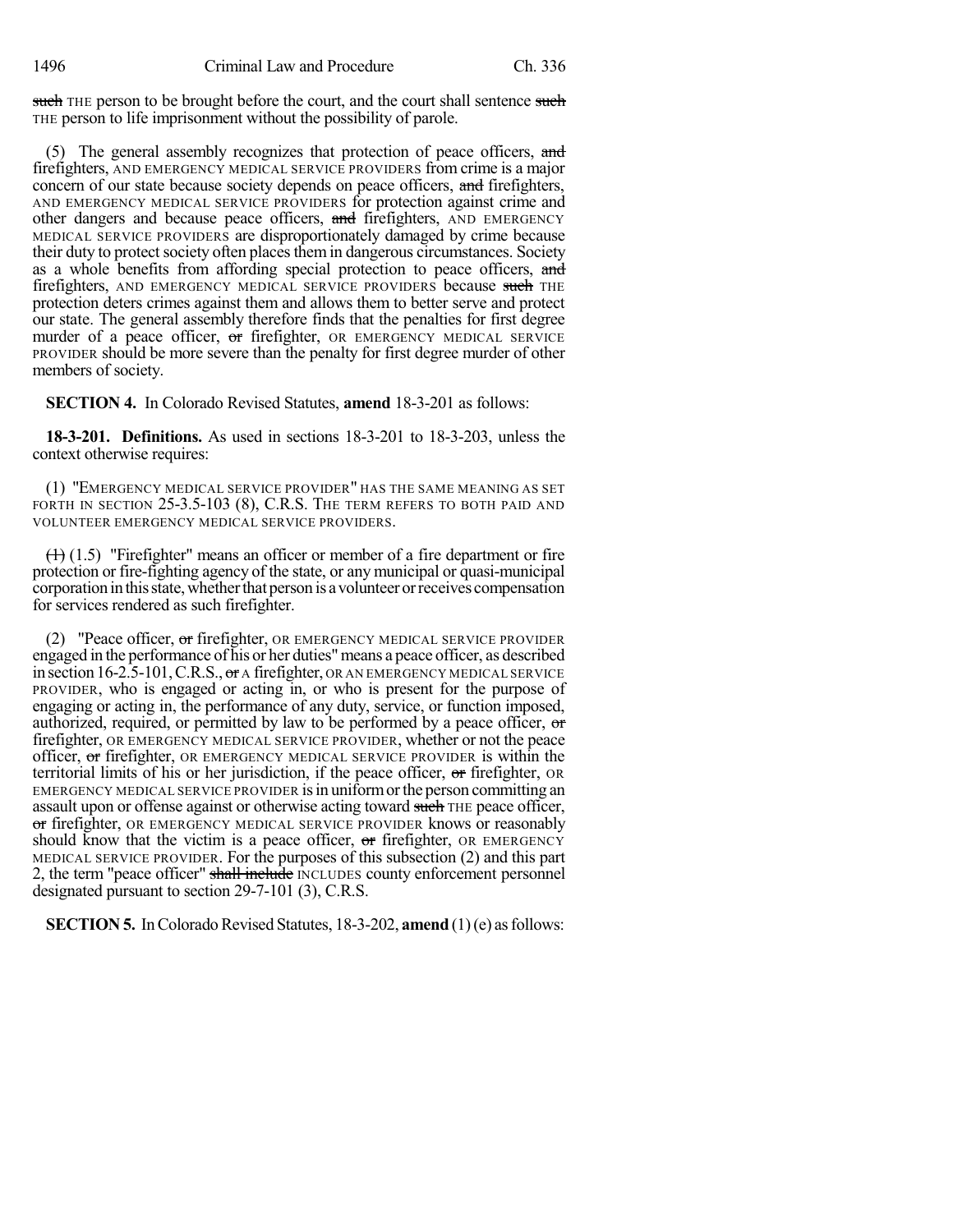~~such~~ THE person to be brought before the court, and the court shall sentence ~~such~~ THE person to life imprisonment without the possibility of parole.

(5) The general assembly recognizes that protection of peace officers, ~~and~~ firefighters, AND EMERGENCY MEDICAL SERVICE PROVIDERS from crime is a major concern of our state because society depends on peace officers, ~~and~~ firefighters, AND EMERGENCY MEDICAL SERVICE PROVIDERS for protection against crime and other dangers and because peace officers, ~~and~~ firefighters, AND EMERGENCY MEDICAL SERVICE PROVIDERS are disproportionately damaged by crime because their duty to protect society often places them in dangerous circumstances. Society as a whole benefits from affording special protection to peace officers, ~~and~~ firefighters, AND EMERGENCY MEDICAL SERVICE PROVIDERS because ~~such~~ THE protection deters crimes against them and allows them to better serve and protect our state. The general assembly therefore finds that the penalties for first degree murder of a peace officer, ~~or~~ firefighter, OR EMERGENCY MEDICAL SERVICE PROVIDER should be more severe than the penalty for first degree murder of other members of society.

**SECTION 4.** In Colorado Revised Statutes, **amend** 18-3-201 as follows:

**18-3-201. Definitions.** As used in sections 18-3-201 to 18-3-203, unless the context otherwise requires:

(1) "EMERGENCY MEDICAL SERVICE PROVIDER" HAS THE SAME MEANING AS SET FORTH IN SECTION 25-3.5-103 (8), C.R.S. THE TERM REFERS TO BOTH PAID AND VOLUNTEER EMERGENCY MEDICAL SERVICE PROVIDERS.

~~(1)~~ (1.5) "Firefighter" means an officer or member of a fire department or fire protection or fire-fighting agency of the state, or any municipal or quasi-municipal corporation in this state, whether that person is a volunteer or receives compensation for services rendered as such firefighter.

(2) "Peace officer, ~~or~~ firefighter, OR EMERGENCY MEDICAL SERVICE PROVIDER engaged in the performance of his or her duties" means a peace officer, as described in section 16-2.5-101, C.R.S., ~~or~~ A firefighter, OR AN EMERGENCY MEDICAL SERVICE PROVIDER, who is engaged or acting in, or who is present for the purpose of engaging or acting in, the performance of any duty, service, or function imposed, authorized, required, or permitted by law to be performed by a peace officer, ~~or~~ firefighter, OR EMERGENCY MEDICAL SERVICE PROVIDER, whether or not the peace officer, ~~or~~ firefighter, OR EMERGENCY MEDICAL SERVICE PROVIDER is within the territorial limits of his or her jurisdiction, if the peace officer, ~~or~~ firefighter, OR EMERGENCY MEDICAL SERVICE PROVIDER is in uniform or the person committing an assault upon or offense against or otherwise acting toward ~~such~~ THE peace officer, ~~or~~ firefighter, OR EMERGENCY MEDICAL SERVICE PROVIDER knows or reasonably should know that the victim is a peace officer, ~~or~~ firefighter, OR EMERGENCY MEDICAL SERVICE PROVIDER. For the purposes of this subsection (2) and this part 2, the term "peace officer" ~~shall include~~ INCLUDES county enforcement personnel designated pursuant to section 29-7-101 (3), C.R.S.

**SECTION 5.** In Colorado Revised Statutes, 18-3-202, **amend** (1) (e) as follows: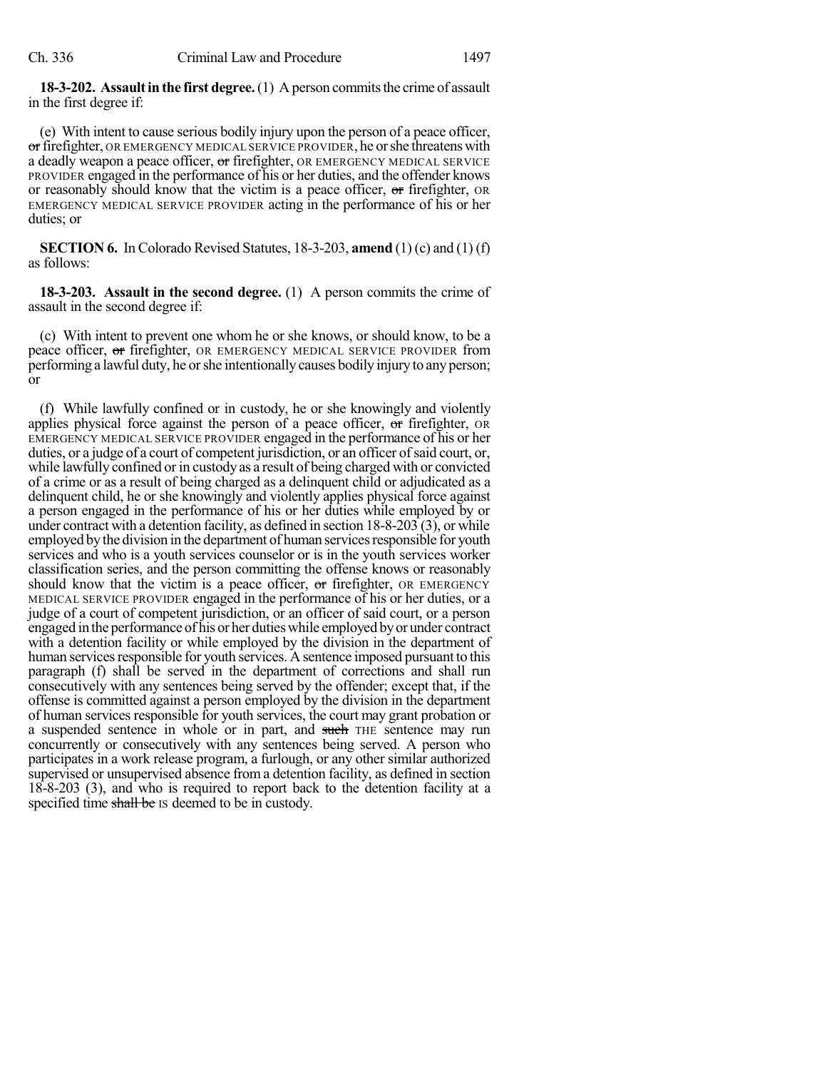**18-3-202. Assault in the first degree.** (1) A person commits the crime of assault in the first degree if:

(e) With intent to cause serious bodily injury upon the person of a peace officer, ~~or~~ firefighter, OR EMERGENCY MEDICAL SERVICE PROVIDER, he or she threatens with a deadly weapon a peace officer, ~~or~~ firefighter, OR EMERGENCY MEDICAL SERVICE PROVIDER engaged in the performance of his or her duties, and the offender knows or reasonably should know that the victim is a peace officer, ~~or~~ firefighter, OR EMERGENCY MEDICAL SERVICE PROVIDER acting in the performance of his or her duties; or

**SECTION 6.** In Colorado Revised Statutes, 18-3-203, **amend** (1) (c) and (1) (f) as follows:

**18-3-203. Assault in the second degree.** (1) A person commits the crime of assault in the second degree if:

(c) With intent to prevent one whom he or she knows, or should know, to be a peace officer, ~~or~~ firefighter, OR EMERGENCY MEDICAL SERVICE PROVIDER from performing a lawful duty, he or she intentionally causes bodily injury to any person; or

(f) While lawfully confined or in custody, he or she knowingly and violently applies physical force against the person of a peace officer, ~~or~~ firefighter, OR EMERGENCY MEDICAL SERVICE PROVIDER engaged in the performance of his or her duties, or a judge of a court of competent jurisdiction, or an officer of said court, or, while lawfully confined or in custody as a result of being charged with or convicted of a crime or as a result of being charged as a delinquent child or adjudicated as a delinquent child, he or she knowingly and violently applies physical force against a person engaged in the performance of his or her duties while employed by or under contract with a detention facility, as defined in section 18-8-203 (3), or while employed by the division in the department of human services responsible for youth services and who is a youth services counselor or is in the youth services worker classification series, and the person committing the offense knows or reasonably should know that the victim is a peace officer, ~~or~~ firefighter, OR EMERGENCY MEDICAL SERVICE PROVIDER engaged in the performance of his or her duties, or a judge of a court of competent jurisdiction, or an officer of said court, or a person engaged in the performance of his or her duties while employed by or under contract with a detention facility or while employed by the division in the department of human services responsible for youth services. A sentence imposed pursuant to this paragraph (f) shall be served in the department of corrections and shall run consecutively with any sentences being served by the offender; except that, if the offense is committed against a person employed by the division in the department of human services responsible for youth services, the court may grant probation or a suspended sentence in whole or in part, and ~~such~~ THE sentence may run concurrently or consecutively with any sentences being served. A person who participates in a work release program, a furlough, or any other similar authorized supervised or unsupervised absence from a detention facility, as defined in section 18-8-203 (3), and who is required to report back to the detention facility at a specified time ~~shall be~~ IS deemed to be in custody.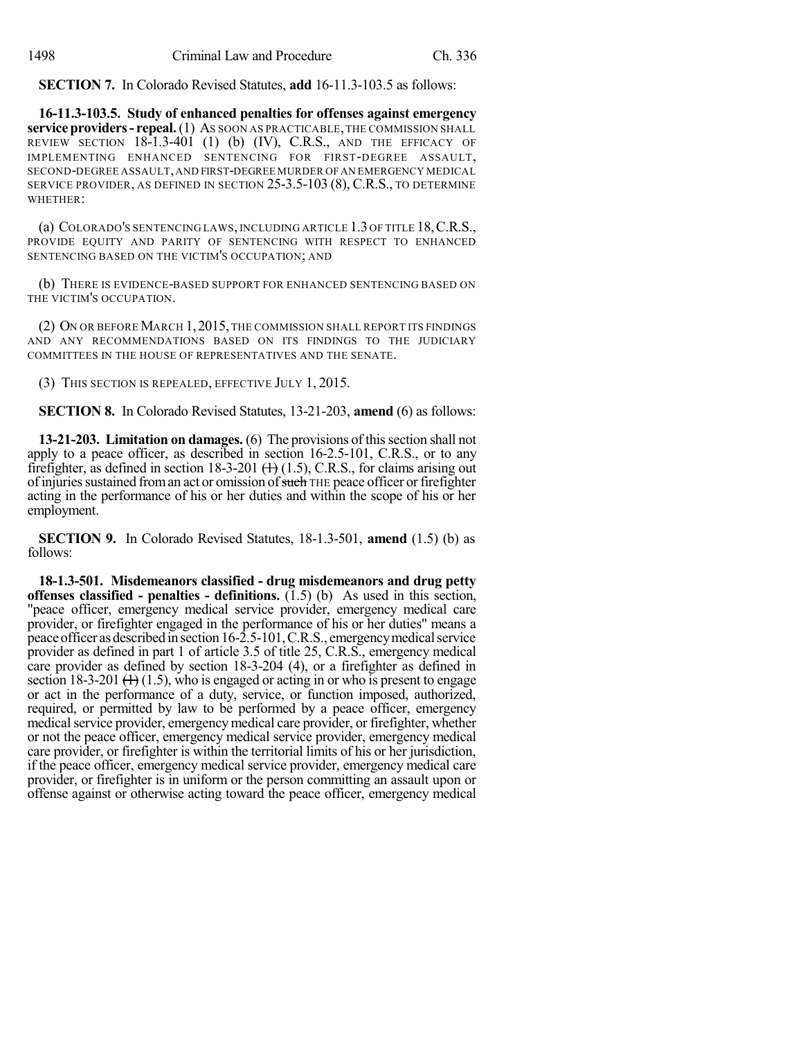**SECTION 7.** In Colorado Revised Statutes, **add** 16-11.3-103.5 as follows:

**16-11.3-103.5. Study of enhanced penalties for offenses against emergency service providers - repeal.** (1) AS SOON AS PRACTICABLE, THE COMMISSION SHALL REVIEW SECTION 18-1.3-401 (1) (b) (IV), C.R.S., AND THE EFFICACY OF IMPLEMENTING ENHANCED SENTENCING FOR FIRST-DEGREE ASSAULT, SECOND-DEGREE ASSAULT, AND FIRST-DEGREE MURDER OF AN EMERGENCY MEDICAL SERVICE PROVIDER, AS DEFINED IN SECTION 25-3.5-103 (8), C.R.S., TO DETERMINE WHETHER:

(a) COLORADO'S SENTENCING LAWS, INCLUDING ARTICLE 1.3 OF TITLE 18, C.R.S., PROVIDE EQUITY AND PARITY OF SENTENCING WITH RESPECT TO ENHANCED SENTENCING BASED ON THE VICTIM'S OCCUPATION; AND

(b) THERE IS EVIDENCE-BASED SUPPORT FOR ENHANCED SENTENCING BASED ON THE VICTIM'S OCCUPATION.

(2) ON OR BEFORE MARCH 1, 2015, THE COMMISSION SHALL REPORT ITS FINDINGS AND ANY RECOMMENDATIONS BASED ON ITS FINDINGS TO THE JUDICIARY COMMITTEES IN THE HOUSE OF REPRESENTATIVES AND THE SENATE.

(3) THIS SECTION IS REPEALED, EFFECTIVE JULY 1, 2015.

**SECTION 8.** In Colorado Revised Statutes, 13-21-203, **amend** (6) as follows:

**13-21-203. Limitation on damages.** (6) The provisions of this section shall not apply to a peace officer, as described in section 16-2.5-101, C.R.S., or to any firefighter, as defined in section 18-3-201 ~~(1)~~ (1.5), C.R.S., for claims arising out of injuries sustained from an act or omission of ~~such~~ THE peace officer or firefighter acting in the performance of his or her duties and within the scope of his or her employment.

**SECTION 9.** In Colorado Revised Statutes, 18-1.3-501, **amend** (1.5) (b) as follows:

**18-1.3-501. Misdemeanors classified - drug misdemeanors and drug petty offenses classified - penalties - definitions.** (1.5) (b) As used in this section, "peace officer, emergency medical service provider, emergency medical care provider, or firefighter engaged in the performance of his or her duties" means a peace officer as described in section 16-2.5-101, C.R.S., emergency medical service provider as defined in part 1 of article 3.5 of title 25, C.R.S., emergency medical care provider as defined by section 18-3-204 (4), or a firefighter as defined in section 18-3-201 ~~(1)~~ (1.5), who is engaged or acting in or who is present to engage or act in the performance of a duty, service, or function imposed, authorized, required, or permitted by law to be performed by a peace officer, emergency medical service provider, emergency medical care provider, or firefighter, whether or not the peace officer, emergency medical service provider, emergency medical care provider, or firefighter is within the territorial limits of his or her jurisdiction, if the peace officer, emergency medical service provider, emergency medical care provider, or firefighter is in uniform or the person committing an assault upon or offense against or otherwise acting toward the peace officer, emergency medical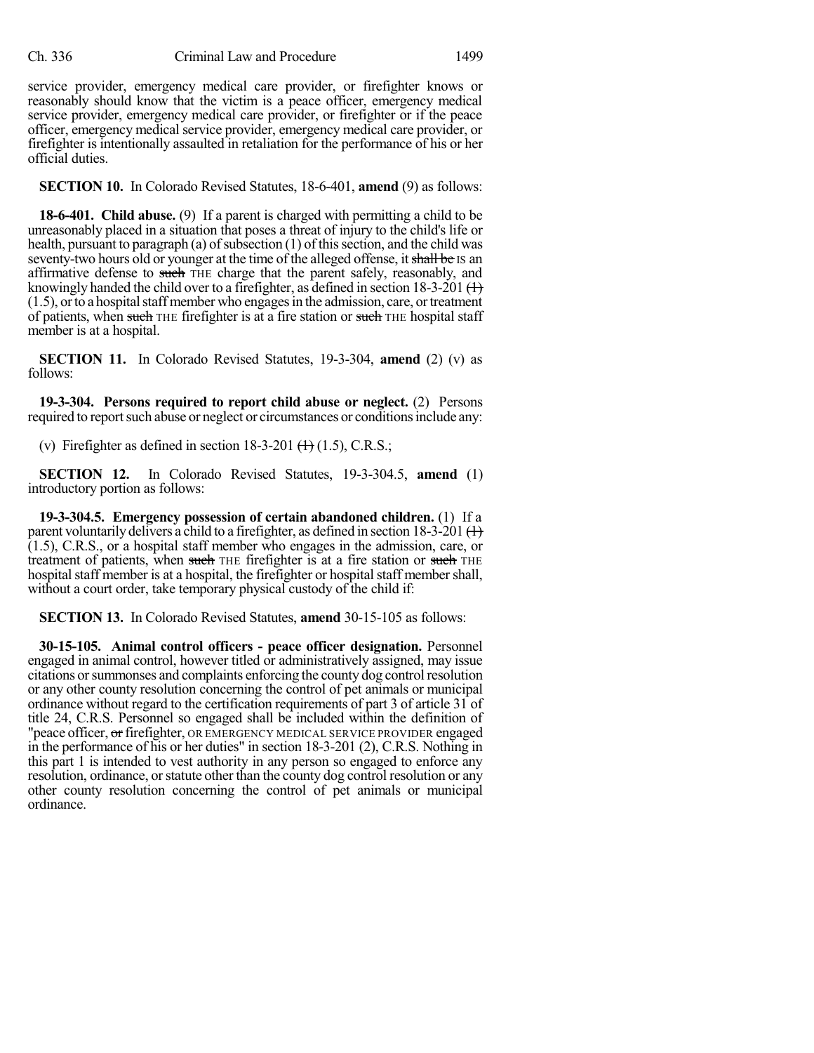service provider, emergency medical care provider, or firefighter knows or reasonably should know that the victim is a peace officer, emergency medical service provider, emergency medical care provider, or firefighter or if the peace officer, emergency medical service provider, emergency medical care provider, or firefighter is intentionally assaulted in retaliation for the performance of his or her official duties.

**SECTION 10.** In Colorado Revised Statutes, 18-6-401, **amend** (9) as follows:

**18-6-401. Child abuse.** (9) If a parent is charged with permitting a child to be unreasonably placed in a situation that poses a threat of injury to the child's life or health, pursuant to paragraph (a) of subsection (1) of this section, and the child was seventy-two hours old or younger at the time of the alleged offense, it ~~shall be~~ IS an affirmative defense to ~~such~~ THE charge that the parent safely, reasonably, and knowingly handed the child over to a firefighter, as defined in section 18-3-201 ~~(1)~~ (1.5), or to a hospital staff member who engages in the admission, care, or treatment of patients, when ~~such~~ THE firefighter is at a fire station or ~~such~~ THE hospital staff member is at a hospital.

**SECTION 11.** In Colorado Revised Statutes, 19-3-304, **amend** (2) (v) as follows:

**19-3-304. Persons required to report child abuse or neglect.** (2) Persons required to report such abuse or neglect or circumstances or conditions include any:

(v) Firefighter as defined in section 18-3-201 ~~(1)~~ (1.5), C.R.S.;

**SECTION 12.** In Colorado Revised Statutes, 19-3-304.5, **amend** (1) introductory portion as follows:

**19-3-304.5. Emergency possession of certain abandoned children.** (1) If a parent voluntarily delivers a child to a firefighter, as defined in section 18-3-201 ~~(1)~~ (1.5), C.R.S., or a hospital staff member who engages in the admission, care, or treatment of patients, when ~~such~~ THE firefighter is at a fire station or ~~such~~ THE hospital staff member is at a hospital, the firefighter or hospital staff member shall, without a court order, take temporary physical custody of the child if:

**SECTION 13.** In Colorado Revised Statutes, **amend** 30-15-105 as follows:

**30-15-105. Animal control officers - peace officer designation.** Personnel engaged in animal control, however titled or administratively assigned, may issue citations or summonses and complaints enforcing the county dog control resolution or any other county resolution concerning the control of pet animals or municipal ordinance without regard to the certification requirements of part 3 of article 31 of title 24, C.R.S. Personnel so engaged shall be included within the definition of "peace officer, ~~or~~ firefighter, OR EMERGENCY MEDICAL SERVICE PROVIDER engaged in the performance of his or her duties" in section 18-3-201 (2), C.R.S. Nothing in this part 1 is intended to vest authority in any person so engaged to enforce any resolution, ordinance, or statute other than the county dog control resolution or any other county resolution concerning the control of pet animals or municipal ordinance.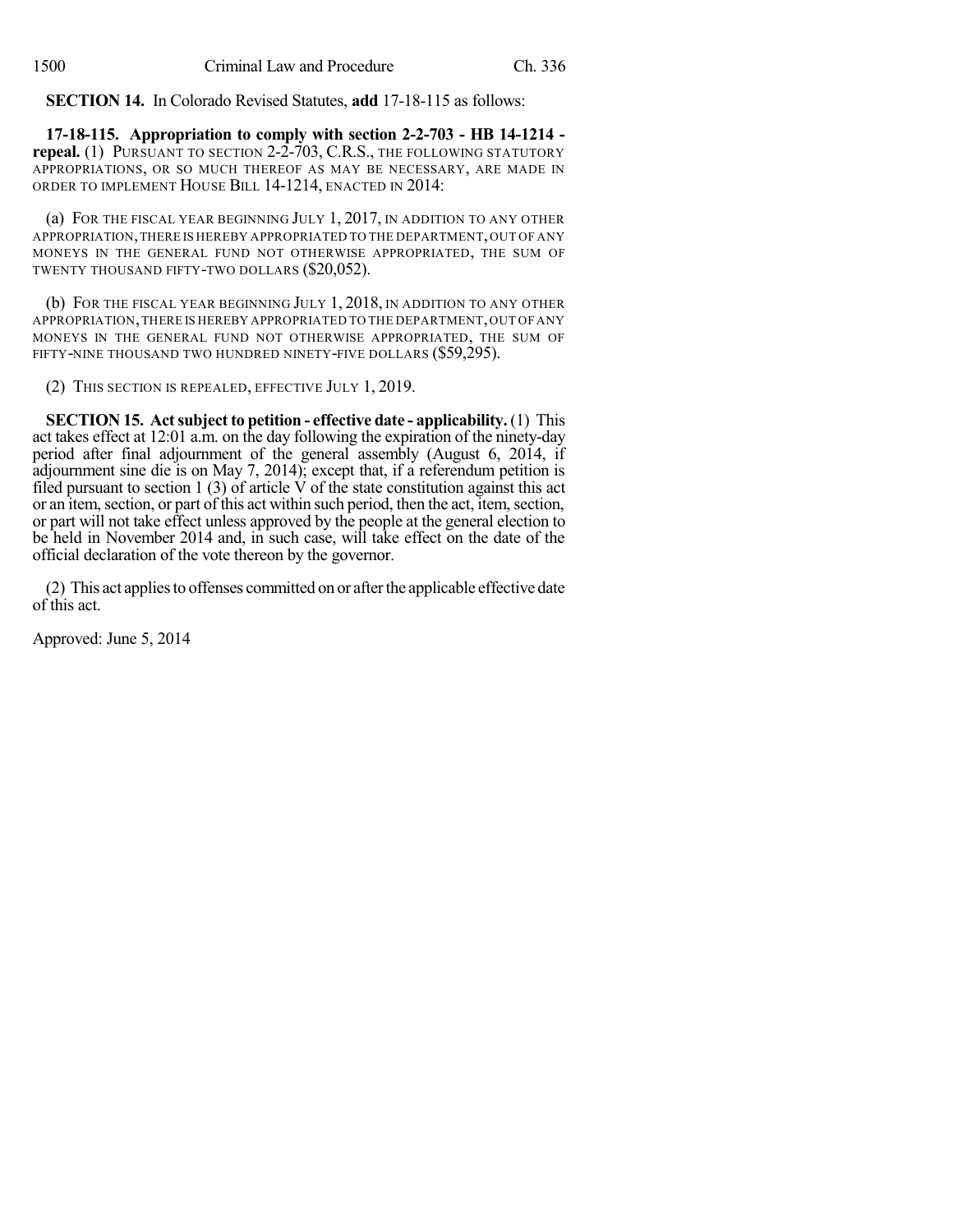**SECTION 14.** In Colorado Revised Statutes, **add** 17-18-115 as follows:

**17-18-115. Appropriation to comply with section 2-2-703 - HB 14-1214 - repeal.** (1) PURSUANT TO SECTION 2-2-703, C.R.S., THE FOLLOWING STATUTORY APPROPRIATIONS, OR SO MUCH THEREOF AS MAY BE NECESSARY, ARE MADE IN ORDER TO IMPLEMENT HOUSE BILL 14-1214, ENACTED IN 2014:

(a) FOR THE FISCAL YEAR BEGINNING JULY 1, 2017, IN ADDITION TO ANY OTHER APPROPRIATION, THERE IS HEREBY APPROPRIATED TO THE DEPARTMENT, OUT OF ANY MONEYS IN THE GENERAL FUND NOT OTHERWISE APPROPRIATED, THE SUM OF TWENTY THOUSAND FIFTY-TWO DOLLARS ($20,052).

(b) FOR THE FISCAL YEAR BEGINNING JULY 1, 2018, IN ADDITION TO ANY OTHER APPROPRIATION, THERE IS HEREBY APPROPRIATED TO THE DEPARTMENT, OUT OF ANY MONEYS IN THE GENERAL FUND NOT OTHERWISE APPROPRIATED, THE SUM OF FIFTY-NINE THOUSAND TWO HUNDRED NINETY-FIVE DOLLARS ($59,295).

(2) THIS SECTION IS REPEALED, EFFECTIVE JULY 1, 2019.

**SECTION 15. Act subject to petition - effective date - applicability.** (1) This act takes effect at 12:01 a.m. on the day following the expiration of the ninety-day period after final adjournment of the general assembly (August 6, 2014, if adjournment sine die is on May 7, 2014); except that, if a referendum petition is filed pursuant to section 1 (3) of article V of the state constitution against this act or an item, section, or part of this act within such period, then the act, item, section, or part will not take effect unless approved by the people at the general election to be held in November 2014 and, in such case, will take effect on the date of the official declaration of the vote thereon by the governor.

(2) This act applies to offenses committed on or after the applicable effective date of this act.

Approved: June 5, 2014